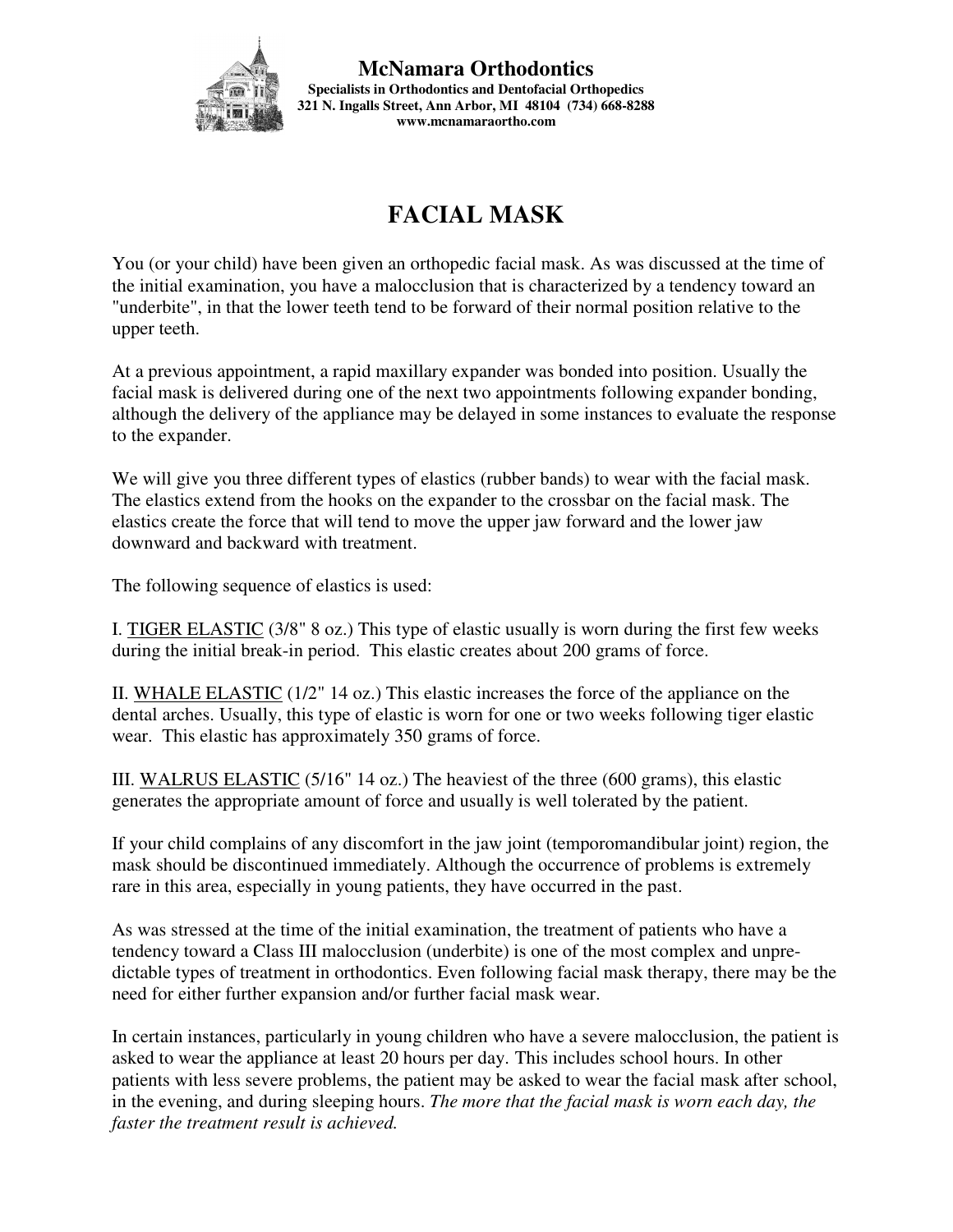**McNamara Orthodontics**
**Specialists in Orthodontics and Dentofacial Orthopedics**
**321 N. Ingalls Street, Ann Arbor, MI 48104 (734) 668-8288**
**www.mcnamaraortho.com**

# FACIAL MASK

You (or your child) have been given an orthopedic facial mask. As was discussed at the time of the initial examination, you have a malocclusion that is characterized by a tendency toward an "underbite", in that the lower teeth tend to be forward of their normal position relative to the upper teeth.

At a previous appointment, a rapid maxillary expander was bonded into position. Usually the facial mask is delivered during one of the next two appointments following expander bonding, although the delivery of the appliance may be delayed in some instances to evaluate the response to the expander.

We will give you three different types of elastics (rubber bands) to wear with the facial mask. The elastics extend from the hooks on the expander to the crossbar on the facial mask. The elastics create the force that will tend to move the upper jaw forward and the lower jaw downward and backward with treatment.

The following sequence of elastics is used:

I. TIGER ELASTIC (3/8" 8 oz.) This type of elastic usually is worn during the first few weeks during the initial break-in period. This elastic creates about 200 grams of force.

II. WHALE ELASTIC (1/2" 14 oz.) This elastic increases the force of the appliance on the dental arches. Usually, this type of elastic is worn for one or two weeks following tiger elastic wear. This elastic has approximately 350 grams of force.

III. WALRUS ELASTIC (5/16" 14 oz.) The heaviest of the three (600 grams), this elastic generates the appropriate amount of force and usually is well tolerated by the patient.

If your child complains of any discomfort in the jaw joint (temporomandibular joint) region, the mask should be discontinued immediately. Although the occurrence of problems is extremely rare in this area, especially in young patients, they have occurred in the past.

As was stressed at the time of the initial examination, the treatment of patients who have a tendency toward a Class III malocclusion (underbite) is one of the most complex and unpredictable types of treatment in orthodontics. Even following facial mask therapy, there may be the need for either further expansion and/or further facial mask wear.

In certain instances, particularly in young children who have a severe malocclusion, the patient is asked to wear the appliance at least 20 hours per day. This includes school hours. In other patients with less severe problems, the patient may be asked to wear the facial mask after school, in the evening, and during sleeping hours. *The more that the facial mask is worn each day, the faster the treatment result is achieved.*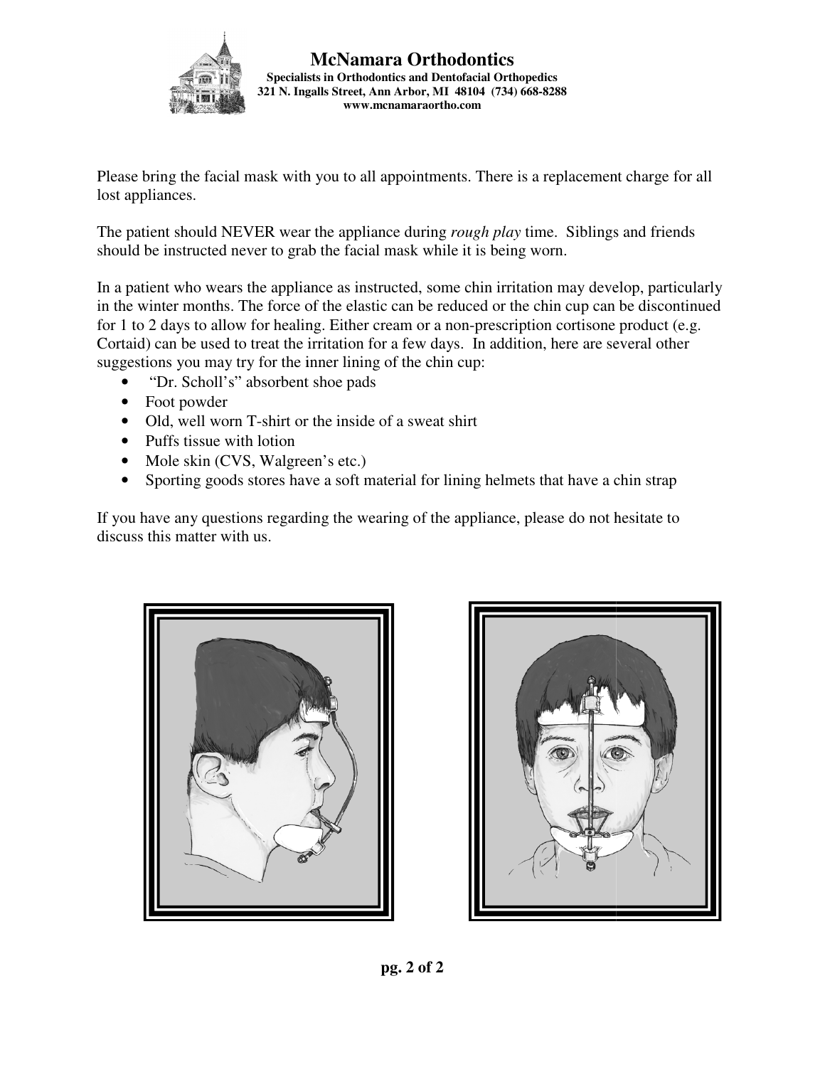**McNamara Orthodontics**
**Specialists in Orthodontics and Dentofacial Orthopedics**
**321 N. Ingalls Street, Ann Arbor, MI 48104 (734) 668-8288**
**www.mcnamaraortho.com**

Please bring the facial mask with you to all appointments. There is a replacement charge for all lost appliances.

The patient should NEVER wear the appliance during *rough play* time. Siblings and friends should be instructed never to grab the facial mask while it is being worn.

In a patient who wears the appliance as instructed, some chin irritation may develop, particularly in the winter months. The force of the elastic can be reduced or the chin cup can be discontinued for 1 to 2 days to allow for healing. Either cream or a non-prescription cortisone product (e.g. Cortaid) can be used to treat the irritation for a few days. In addition, here are several other suggestions you may try for the inner lining of the chin cup:

- "Dr. Scholl's" absorbent shoe pads
- Foot powder
- Old, well worn T-shirt or the inside of a sweat shirt
- Puffs tissue with lotion
- Mole skin (CVS, Walgreen's etc.)
- Sporting goods stores have a soft material for lining helmets that have a chin strap

If you have any questions regarding the wearing of the appliance, please do not hesitate to discuss this matter with us.